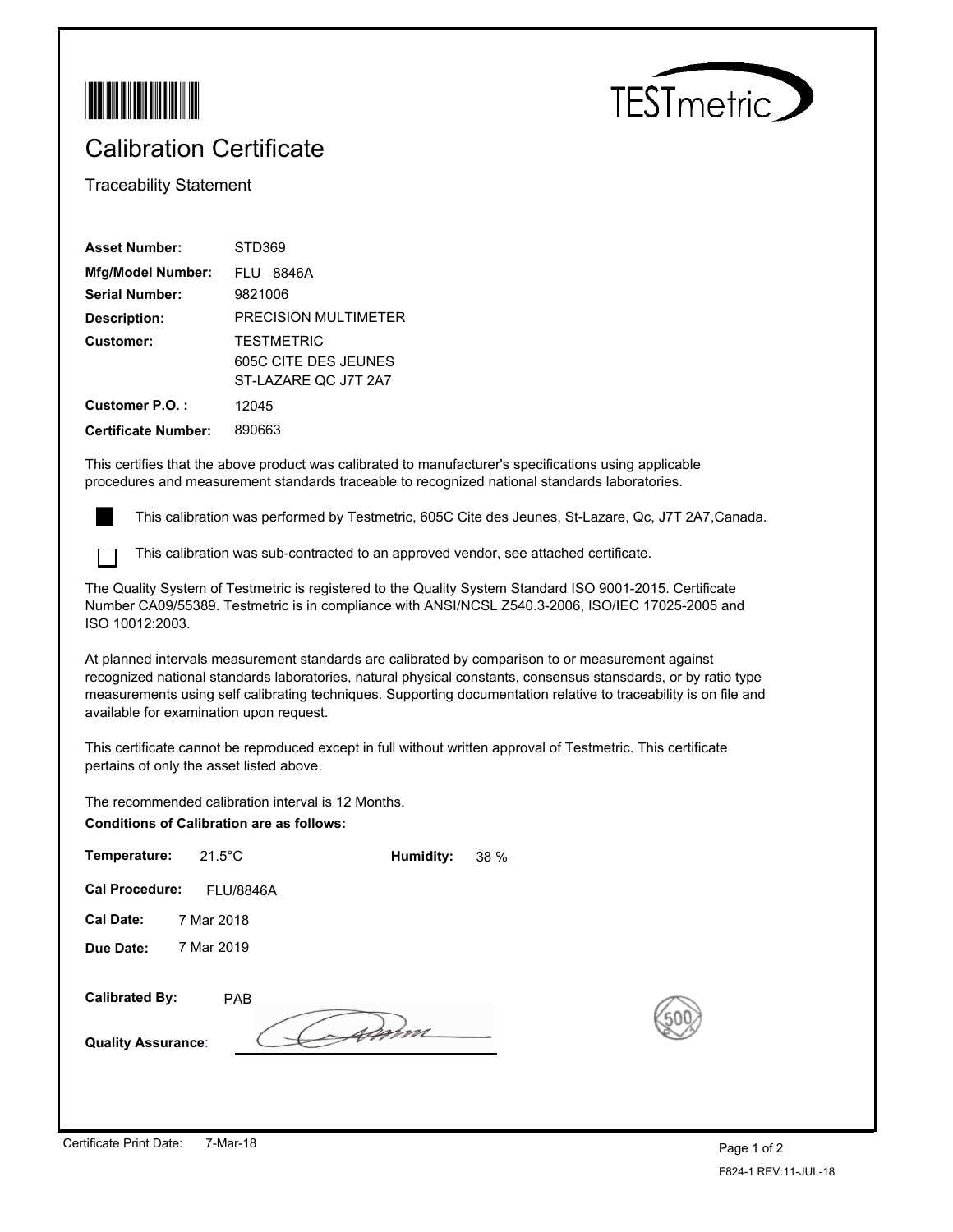TESTmetric

# Calibration Certificate

Traceability Statement

**Asset Number:** STD369
**Mfg/Model Number:** FLU 8846A
**Serial Number:** 9821006
**Description:** PRECISION MULTIMETER
**Customer:** TESTMETRIC
605C CITE DES JEUNES
ST-LAZARE QC J7T 2A7
**Customer P.O. :** 12045
**Certificate Number:** 890663

This certifies that the above product was calibrated to manufacturer's specifications using applicable procedures and measurement standards traceable to recognized national standards laboratories.

- [x] This calibration was performed by Testmetric, 605C Cite des Jeunes, St-Lazare, Qc, J7T 2A7,Canada.
- [ ] This calibration was sub-contracted to an approved vendor, see attached certificate.

The Quality System of Testmetric is registered to the Quality System Standard ISO 9001-2015. Certificate Number CA09/55389. Testmetric is in compliance with ANSI/NCSL Z540.3-2006, ISO/IEC 17025-2005 and ISO 10012:2003.

At planned intervals measurement standards are calibrated by comparison to or measurement against recognized national standards laboratories, natural physical constants, consensus sstandards, or by ratio type measurements using self calibrating techniques. Supporting documentation relative to traceability is on file and available for examination upon request.

This certificate cannot be reproduced except in full without written approval of Testmetric. This certificate pertains of only the asset listed above.

The recommended calibration interval is 12 Months.

**Conditions of Calibration are as follows:**

**Temperature:** 21.5°C **Humidity:** 38 %

**Cal Procedure:** FLU/8846A

**Cal Date:** 7 Mar 2018

**Due Date:** 7 Mar 2019

**Calibrated By:** PAB

**Quality Assurance**: 

Certificate Print Date: 7-Mar-18

F824-1 REV:11-JUL-18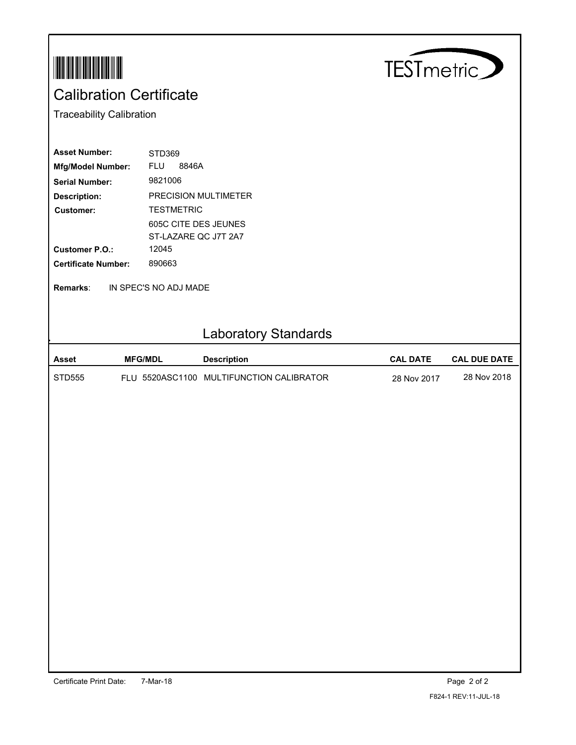TESTmetric

# Calibration Certificate

Traceability Calibration

**Asset Number:** STD369
**Mfg/Model Number:** FLU 8846A
**Serial Number:** 9821006
**Description:** PRECISION MULTIMETER
**Customer:** TESTMETRIC
605C CITE DES JEUNES
ST-LAZARE QC J7T 2A7
**Customer P.O.:** 12045
**Certificate Number:** 890663

**Remarks**: IN SPEC'S NO ADJ MADE

## Laboratory Standards

| Asset | MFG/MDL | Description | CAL DATE | CAL DUE DATE |
|---|---|---|---|---|
| STD555 | FLU 5520ASC1100 | MULTIFUNCTION CALIBRATOR | 28 Nov 2017 | 28 Nov 2018 |

Certificate Print Date: 7-Mar-18

F824-1 REV:11-JUL-18